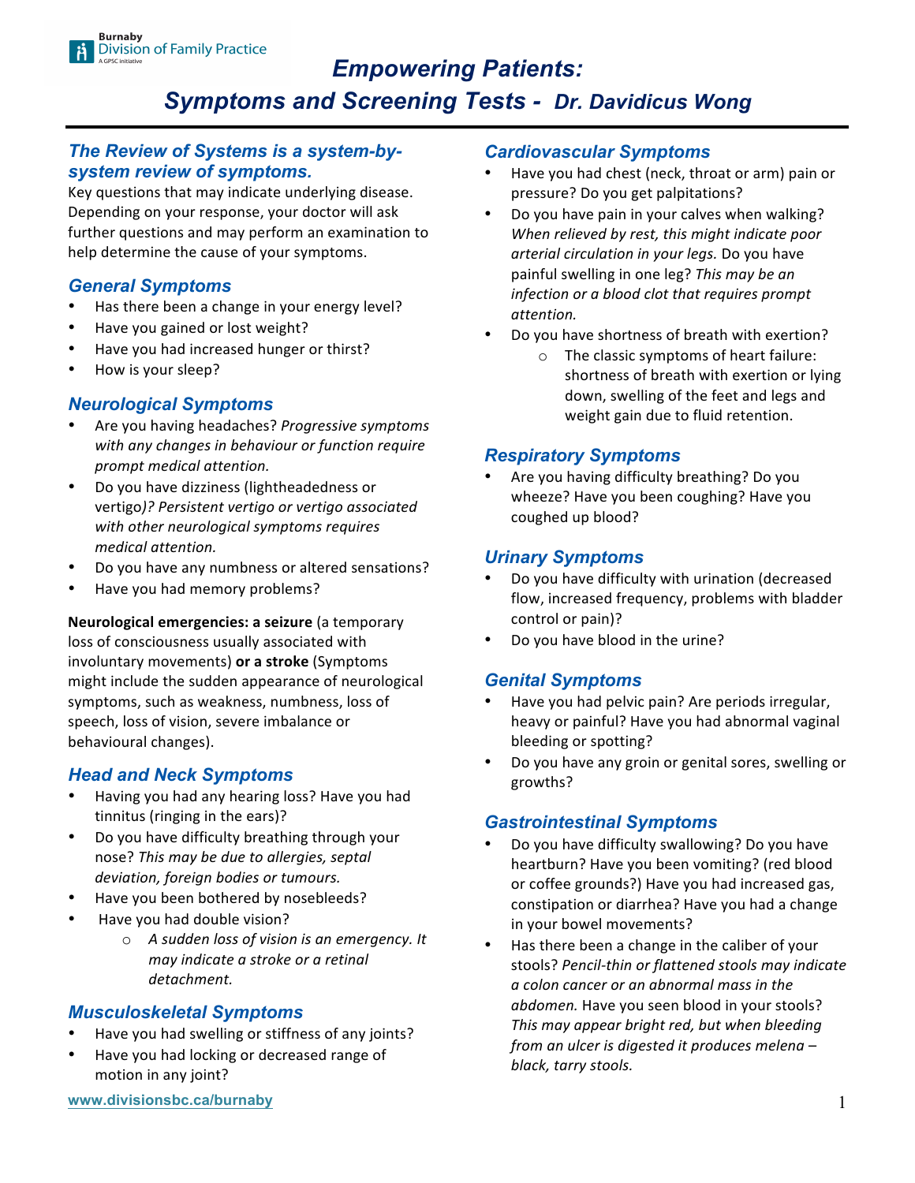# Empowering Patients: Symptoms and Screening Tests - Dr. Davidicus Wong

## The Review of Systems is a system-by-system review of symptoms.

Key questions that may indicate underlying disease. Depending on your response, your doctor will ask further questions and may perform an examination to help determine the cause of your symptoms.

## General Symptoms

- Has there been a change in your energy level?
- Have you gained or lost weight?
- Have you had increased hunger or thirst?
- How is your sleep?

## Neurological Symptoms

- Are you having headaches? *Progressive symptoms with any changes in behaviour or function require prompt medical attention.*
- Do you have dizziness (lightheadedness or vertigo*)? Persistent vertigo or vertigo associated with other neurological symptoms requires medical attention.*
- Do you have any numbness or altered sensations?
- Have you had memory problems?

**Neurological emergencies: a seizure** (a temporary loss of consciousness usually associated with involuntary movements) **or a stroke** (Symptoms might include the sudden appearance of neurological symptoms, such as weakness, numbness, loss of speech, loss of vision, severe imbalance or behavioural changes).

## Head and Neck Symptoms

- Having you had any hearing loss? Have you had tinnitus (ringing in the ears)?
- Do you have difficulty breathing through your nose? *This may be due to allergies, septal deviation, foreign bodies or tumours.*
- Have you been bothered by nosebleeds?
- Have you had double vision?
  - *A sudden loss of vision is an emergency. It may indicate a stroke or a retinal detachment.*

## Musculoskeletal Symptoms

- Have you had swelling or stiffness of any joints?
- Have you had locking or decreased range of motion in any joint?

## Cardiovascular Symptoms

- Have you had chest (neck, throat or arm) pain or pressure? Do you get palpitations?
- Do you have pain in your calves when walking? *When relieved by rest, this might indicate poor arterial circulation in your legs.* Do you have painful swelling in one leg? *This may be an infection or a blood clot that requires prompt attention.*
- Do you have shortness of breath with exertion?
  - The classic symptoms of heart failure: shortness of breath with exertion or lying down, swelling of the feet and legs and weight gain due to fluid retention.

## Respiratory Symptoms

- Are you having difficulty breathing? Do you wheeze? Have you been coughing? Have you coughed up blood?

## Urinary Symptoms

- Do you have difficulty with urination (decreased flow, increased frequency, problems with bladder control or pain)?
- Do you have blood in the urine?

## Genital Symptoms

- Have you had pelvic pain? Are periods irregular, heavy or painful? Have you had abnormal vaginal bleeding or spotting?
- Do you have any groin or genital sores, swelling or growths?

## Gastrointestinal Symptoms

- Do you have difficulty swallowing? Do you have heartburn? Have you been vomiting? (red blood or coffee grounds?) Have you had increased gas, constipation or diarrhea? Have you had a change in your bowel movements?
- Has there been a change in the caliber of your stools? *Pencil-thin or flattened stools may indicate a colon cancer or an abnormal mass in the abdomen.* Have you seen blood in your stools? *This may appear bright red, but when bleeding from an ulcer is digested it produces melena – black, tarry stools.*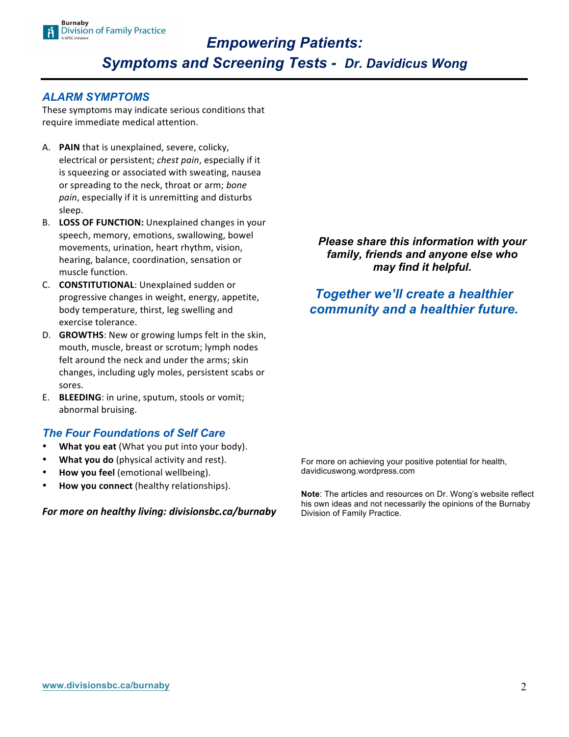# Empowering Patients:

## Symptoms and Screening Tests - Dr. Davidicus Wong

### *ALARM SYMPTOMS*

These symptoms may indicate serious conditions that require immediate medical attention.

A. **PAIN** that is unexplained, severe, colicky, electrical or persistent; *chest pain*, especially if it is squeezing or associated with sweating, nausea or spreading to the neck, throat or arm; *bone pain*, especially if it is unremitting and disturbs sleep.
B. **LOSS OF FUNCTION:** Unexplained changes in your speech, memory, emotions, swallowing, bowel movements, urination, heart rhythm, vision, hearing, balance, coordination, sensation or muscle function.
C. **CONSTITUTIONAL**: Unexplained sudden or progressive changes in weight, energy, appetite, body temperature, thirst, leg swelling and exercise tolerance.
D. **GROWTHS**: New or growing lumps felt in the skin, mouth, muscle, breast or scrotum; lymph nodes felt around the neck and under the arms; skin changes, including ugly moles, persistent scabs or sores.
E. **BLEEDING**: in urine, sputum, stools or vomit; abnormal bruising.

### *The Four Foundations of Self Care*

- **What you eat** (What you put into your body).
- **What you do** (physical activity and rest).
- **How you feel** (emotional wellbeing).
- **How you connect** (healthy relationships).

***For more on healthy living: divisionsbc.ca/burnaby***

***Please share this information with your family, friends and anyone else who may find it helpful.***

***Together we'll create a healthier community and a healthier future.***

For more on achieving your positive potential for health, davidicuswong.wordpress.com

**Note**: The articles and resources on Dr. Wong's website reflect his own ideas and not necessarily the opinions of the Burnaby Division of Family Practice.

www.divisionsbc.ca/burnaby